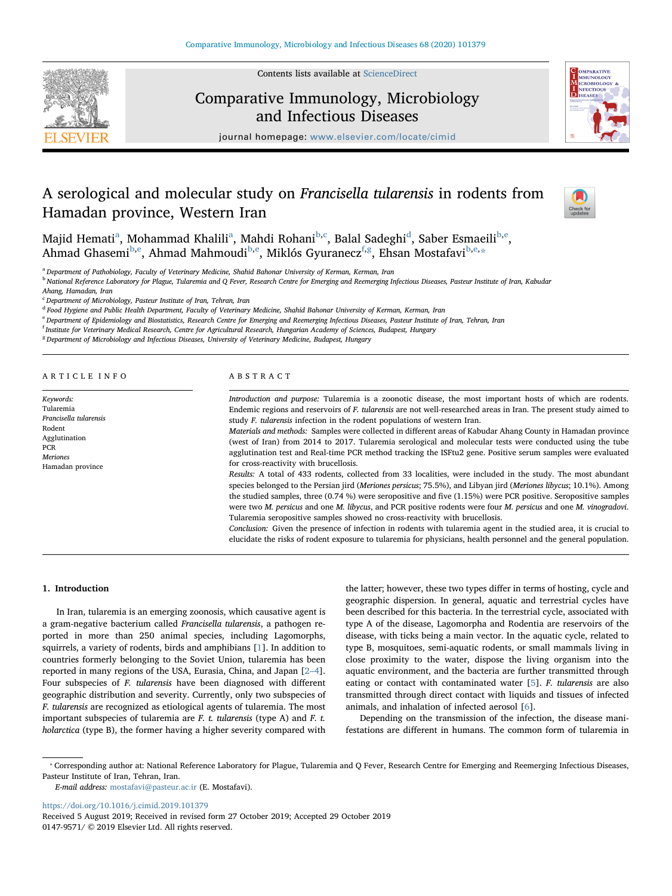# A serological and molecular study on *Francisella tularensis* in rodents from Hamadan province, Western Iran

Majid Hemati[a], Mohammad Khalili[a], Mahdi Rohani[b,c], Balal Sadeghi[d], Saber Esmaeili[b,e], Ahmad Ghasemi[b,e], Ahmad Mahmoudi[b,e], Miklós Gyuranecz[f,g], Ehsan Mostafavi[b,e,*]

[a] Department of Pathobiology, Faculty of Veterinary Medicine, Shahid Bahonar University of Kerman, Kerman, Iran
[b] National Reference Laboratory for Plague, Tularemia and Q Fever, Research Centre for Emerging and Reemerging Infectious Diseases, Pasteur Institute of Iran, Kabudar Ahang, Hamadan, Iran
[c] Department of Microbiology, Pasteur Institute of Iran, Tehran, Iran
[d] Food Hygiene and Public Health Department, Faculty of Veterinary Medicine, Shahid Bahonar University of Kerman, Kerman, Iran
[e] Department of Epidemiology and Biostatistics, Research Centre for Emerging and Reemerging Infectious Diseases, Pasteur Institute of Iran, Tehran, Iran
[f] Institute for Veterinary Medical Research, Centre for Agricultural Research, Hungarian Academy of Sciences, Budapest, Hungary
[g] Department of Microbiology and Infectious Diseases, University of Veterinary Medicine, Budapest, Hungary

## ARTICLE INFO

*Keywords:*
Tularemia
*Francisella tularensis*
Rodent
Agglutination
PCR
*Meriones*
Hamadan province

## ABSTRACT

*Introduction and purpose:* Tularemia is a zoonotic disease, the most important hosts of which are rodents. Endemic regions and reservoirs of *F. tularensis* are not well-researched areas in Iran. The present study aimed to study *F. tularensis* infection in the rodent populations of western Iran.

*Materials and methods:* Samples were collected in different areas of Kabudar Ahang County in Hamadan province (west of Iran) from 2014 to 2017. Tularemia serological and molecular tests were conducted using the tube agglutination test and Real-time PCR method tracking the ISFtu2 gene. Positive serum samples were evaluated for cross-reactivity with brucellosis.

*Results:* A total of 433 rodents, collected from 33 localities, were included in the study. The most abundant species belonged to the Persian jird (*Meriones persicus*; 75.5%), and Libyan jird (*Meriones libycus*; 10.1%). Among the studied samples, three (0.74 %) were seropositive and five (1.15%) were PCR positive. Seropositive samples were two *M. persicus* and one *M. libycus*, and PCR positive rodents were four *M. persicus* and one *M. vinogradovi*. Tularemia seropositive samples showed no cross-reactivity with brucellosis.

*Conclusion:* Given the presence of infection in rodents with tularemia agent in the studied area, it is crucial to elucidate the risks of rodent exposure to tularemia for physicians, health personnel and the general population.

## 1. Introduction

In Iran, tularemia is an emerging zoonosis, which causative agent is a gram-negative bacterium called *Francisella tularensis*, a pathogen reported in more than 250 animal species, including Lagomorphs, squirrels, a variety of rodents, birds and amphibians [1]. In addition to countries formerly belonging to the Soviet Union, tularemia has been reported in many regions of the USA, Eurasia, China, and Japan [2–4]. Four subspecies of *F. tularensis* have been diagnosed with different geographic distribution and severity. Currently, only two subspecies of *F. tularensis* are recognized as etiological agents of tularemia. The most important subspecies of tularemia are *F. t. tularensis* (type A) and *F. t. holarctica* (type B), the former having a higher severity compared with the latter; however, these two types differ in terms of hosting, cycle and geographic dispersion. In general, aquatic and terrestrial cycles have been described for this bacteria. In the terrestrial cycle, associated with type A of the disease, Lagomorpha and Rodentia are reservoirs of the disease, with ticks being a main vector. In the aquatic cycle, related to type B, mosquitoes, semi-aquatic rodents, or small mammals living in close proximity to the water, dispose the living organism into the aquatic environment, and the bacteria are further transmitted through eating or contact with contaminated water [5]. *F. tularensis* are also transmitted through direct contact with liquids and tissues of infected animals, and inhalation of infected aerosol [6].

Depending on the transmission of the infection, the disease manifestations are different in humans. The common form of tularemia in

* Corresponding author at: National Reference Laboratory for Plague, Tularemia and Q Fever, Research Centre for Emerging and Reemerging Infectious Diseases, Pasteur Institute of Iran, Tehran, Iran.
*E-mail address:* mostafavi@pasteur.ac.ir (E. Mostafavi).

https://doi.org/10.1016/j.cimid.2019.101379
Received 5 August 2019; Received in revised form 27 October 2019; Accepted 29 October 2019
0147-9571/ © 2019 Elsevier Ltd. All rights reserved.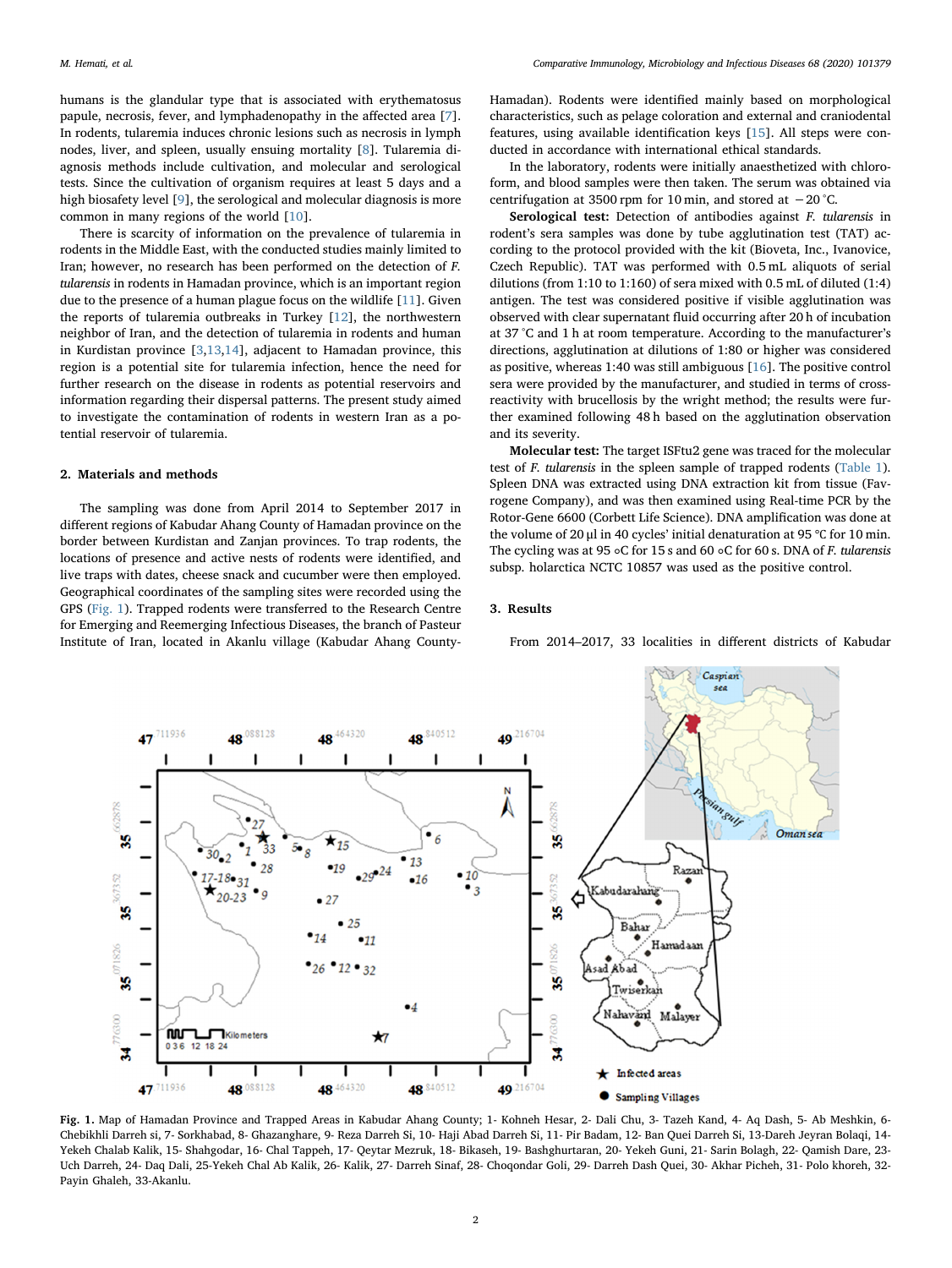humans is the glandular type that is associated with erythematosus papule, necrosis, fever, and lymphadenopathy in the affected area [7]. In rodents, tularemia induces chronic lesions such as necrosis in lymph nodes, liver, and spleen, usually ensuing mortality [8]. Tularemia diagnosis methods include cultivation, and molecular and serological tests. Since the cultivation of organism requires at least 5 days and a high biosafety level [9], the serological and molecular diagnosis is more common in many regions of the world [10].

There is scarcity of information on the prevalence of tularemia in rodents in the Middle East, with the conducted studies mainly limited to Iran; however, no research has been performed on the detection of *F. tularensis* in rodents in Hamadan province, which is an important region due to the presence of a human plague focus on the wildlife [11]. Given the reports of tularemia outbreaks in Turkey [12], the northwestern neighbor of Iran, and the detection of tularemia in rodents and human in Kurdistan province [3,13,14], adjacent to Hamadan province, this region is a potential site for tularemia infection, hence the need for further research on the disease in rodents as potential reservoirs and information regarding their dispersal patterns. The present study aimed to investigate the contamination of rodents in western Iran as a potential reservoir of tularemia.

## 2. Materials and methods

The sampling was done from April 2014 to September 2017 in different regions of Kabudar Ahang County of Hamadan province on the border between Kurdistan and Zanjan provinces. To trap rodents, the locations of presence and active nests of rodents were identified, and live traps with dates, cheese snack and cucumber were then employed. Geographical coordinates of the sampling sites were recorded using the GPS (Fig. 1). Trapped rodents were transferred to the Research Centre for Emerging and Reemerging Infectious Diseases, the branch of Pasteur Institute of Iran, located in Akanlu village (Kabudar Ahang County-Hamadan). Rodents were identified mainly based on morphological characteristics, such as pelage coloration and external and craniodental features, using available identification keys [15]. All steps were conducted in accordance with international ethical standards.

In the laboratory, rodents were initially anaesthetized with chloroform, and blood samples were then taken. The serum was obtained via centrifugation at 3500 rpm for 10 min, and stored at −20 °C.

**Serological test:** Detection of antibodies against *F. tularensis* in rodent's sera samples was done by tube agglutination test (TAT) according to the protocol provided with the kit (Bioveta, Inc., Ivanovice, Czech Republic). TAT was performed with 0.5 mL aliquots of serial dilutions (from 1:10 to 1:160) of sera mixed with 0.5 mL of diluted (1:4) antigen. The test was considered positive if visible agglutination was observed with clear supernatant fluid occurring after 20 h of incubation at 37 °C and 1 h at room temperature. According to the manufacturer's directions, agglutination at dilutions of 1:80 or higher was considered as positive, whereas 1:40 was still ambiguous [16]. The positive control sera were provided by the manufacturer, and studied in terms of cross-reactivity with brucellosis by the wright method; the results were further examined following 48 h based on the agglutination observation and its severity.

**Molecular test:** The target ISFtu2 gene was traced for the molecular test of *F. tularensis* in the spleen sample of trapped rodents (Table 1). Spleen DNA was extracted using DNA extraction kit from tissue (Favrogene Company), and was then examined using Real-time PCR by the Rotor-Gene 6600 (Corbett Life Science). DNA amplification was done at the volume of 20 µl in 40 cycles' initial denaturation at 95 ℃ for 10 min. The cycling was at 95 ∘C for 15 s and 60 ∘C for 60 s. DNA of *F. tularensis* subsp. holarctica NCTC 10857 was used as the positive control.

## 3. Results

From 2014–2017, 33 localities in different districts of Kabudar

**Fig. 1.** Map of Hamadan Province and Trapped Areas in Kabudar Ahang County; 1- Kohneh Hesar, 2- Dali Chu, 3- Tazeh Kand, 4- Aq Dash, 5- Ab Meshkin, 6- Chebikhli Darreh si, 7- Sorkhabad, 8- Ghazanghare, 9- Reza Darreh Si, 10- Haji Abad Darreh Si, 11- Pir Badam, 12- Ban Quei Darreh Si, 13-Dareh Jeyran Bolaqi, 14- Yekeh Chalab Kalik, 15- Shahgodar, 16- Chal Tappeh, 17- Qeytar Mezruk, 18- Bikaseh, 19- Bashghurtaran, 20- Yekeh Guni, 21- Sarin Bolagh, 22- Qamish Dare, 23- Uch Darreh, 24- Daq Dali, 25-Yekeh Chal Ab Kalik, 26- Kalik, 27- Darreh Sinaf, 28- Choqondar Goli, 29- Darreh Dash Quei, 30- Akhar Picheh, 31- Polo khoreh, 32- Payin Ghaleh, 33-Akanlu.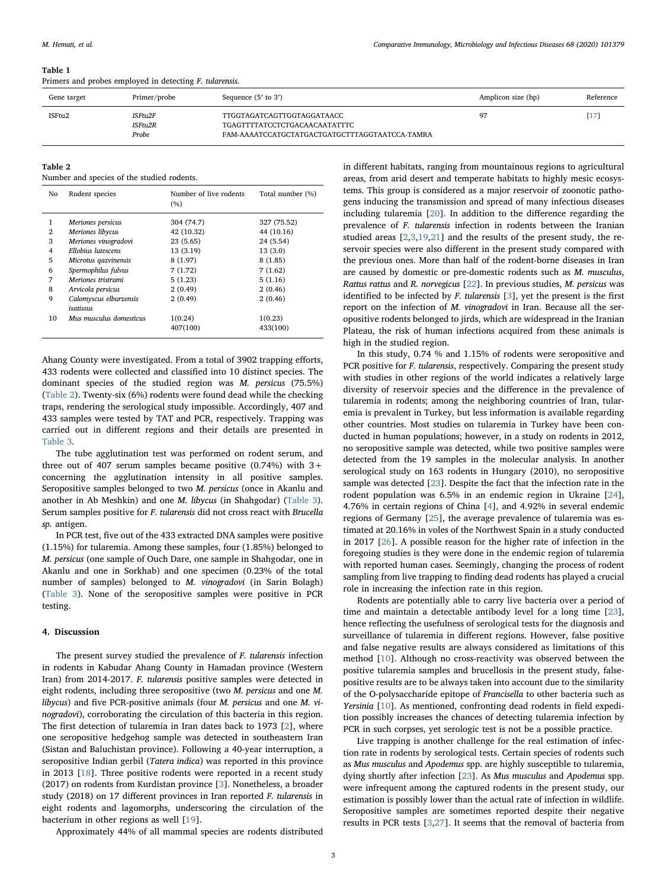**Table 1**
Primers and probes employed in detecting *F. tularensis*.

| Gene target | Primer/probe | Sequence (5′ to 3′) | Amplicon size (bp) | Reference |
|---|---|---|---|---|
| ISFtu2 | *ISFtu2F* | TTGGTAGATCAGTTGGTGGGATAACC | 97 | [17] |
| | *ISFtu2R* | TGAGTTTTACCTTCTGACAACAATATTTC | | |
| | *Probe* | FAM-AAAATCCATGCTATGACTGATGCTTTAGGTAATCCA-TAMRA | | |

**Table 2**
Number and species of the studied rodents.

| No | Rodent species | Number of live rodents (%) | Total number (%) |
|---|---|---|---|
| 1 | *Meriones persicus* | 304 (74.7) | 327 (75.52) |
| 2 | *Meriones libycus* | 42 (10.32) | 44 (10.16) |
| 3 | *Meriones vinogradovi* | 23 (5.65) | 24 (5.54) |
| 4 | *Ellobius lutescens* | 13 (3.19) | 13 (3.0) |
| 5 | *Microtus qazvinensis* | 8 (1.97) | 8 (1.85) |
| 6 | *Spermophilus fulvus* | 7 (1.72) | 7 (1.62) |
| 7 | *Meriones tristrami* | 5 (1.23) | 5 (1.16) |
| 8 | *Arvicola persicus* | 2 (0.49) | 2 (0.46) |
| 9 | *Calomyscus elburzensis isatissus* | 2 (0.49) | 2 (0.46) |
| 10 | *Mus musculus domesticus* | 1(0.24) | 1(0.23) |
| | | 407(100) | 433(100) |

Ahang County were investigated. From a total of 3902 trapping efforts, 433 rodents were collected and classified into 10 distinct species. The dominant species of the studied region was *M. persicus* (75.5%) (Table 2). Twenty-six (6%) rodents were found dead while the checking traps, rendering the serological study impossible. Accordingly, 407 and 433 samples were tested by TAT and PCR, respectively. Trapping was carried out in different regions and their details are presented in Table 3.

The tube agglutination test was performed on rodent serum, and three out of 407 serum samples became positive (0.74%) with 3+ concerning the agglutination intensity in all positive samples. Seropositive samples belonged to two *M. persicus* (once in Akanlu and another in Ab Meshkin) and one *M. libycus* (in Shahgodar) (Table 3). Serum samples positive for *F. tularensis* did not cross react with *Brucella sp.* antigen.

In PCR test, five out of the 433 extracted DNA samples were positive (1.15%) for tularemia. Among these samples, four (1.85%) belonged to *M. persicus* (one sample of Ouch Dare, one sample in Shahgodar, one in Akanlu and one in Sorkhab) and one specimen (0.23% of the total number of samples) belonged to *M. vinogradovi* (in Sarin Bolagh) (Table 3). None of the seropositive samples were positive in PCR testing.

## 4. Discussion

The present survey studied the prevalence of *F. tularensis* infection in rodents in Kabudar Ahang County in Hamadan province (Western Iran) from 2014-2017. *F. tularensis* positive samples were detected in eight rodents, including three seropositive (two *M. persicus* and one *M. libycus*) and five PCR-positive animals (four *M. persicus* and one *M. vinogradovi*), corroborating the circulation of this bacteria in this region. The first detection of tularemia in Iran dates back to 1973 [2], where one seropositive hedgehog sample was detected in southeastern Iran (Sistan and Baluchistan province). Following a 40-year interruption, a seropositive Indian gerbil (*Tatera indica*) was reported in this province in 2013 [18]. Three positive rodents were reported in a recent study (2017) on rodents from Kurdistan province [3]. Nonetheless, a broader study (2018) on 17 different provinces in Iran reported *F. tularensis* in eight rodents and lagomorphs, underscoring the circulation of the bacterium in other regions as well [19].

Approximately 44% of all mammal species are rodents distributed in different habitats, ranging from mountainous regions to agricultural areas, from arid desert and temperate habitats to highly mesic ecosystems. This group is considered as a major reservoir of zoonotic pathogens inducing the transmission and spread of many infectious diseases including tularemia [20]. In addition to the difference regarding the prevalence of *F. tularensis* infection in rodents between the Iranian studied areas [2,3,19,21] and the results of the present study, the reservoir species were also different in the present study compared with the previous ones. More than half of the rodent-borne diseases in Iran are caused by domestic or pre-domestic rodents such as *M. musculus*, *Rattus rattus* and *R. norvegicus* [22]. In previous studies, *M. persicus* was identified to be infected by *F. tularensis* [3], yet the present is the first report on the infection of *M. vinogradovi* in Iran. Because all the seropositive rodents belonged to jirds, which are widespread in the Iranian Plateau, the risk of human infections acquired from these animals is high in the studied region.

In this study, 0.74 % and 1.15% of rodents were seropositive and PCR positive for *F. tularensis*, respectively. Comparing the present study with studies in other regions of the world indicates a relatively large diversity of reservoir species and the difference in the prevalence of tularemia in rodents; among the neighboring countries of Iran, tularemia is prevalent in Turkey, but less information is available regarding other countries. Most studies on tularemia in Turkey have been conducted in human populations; however, in a study on rodents in 2012, no seropositive sample was detected, while two positive samples were detected from the 19 samples in the molecular analysis. In another serological study on 163 rodents in Hungary (2010), no seropositive sample was detected [23]. Despite the fact that the infection rate in the rodent population was 6.5% in an endemic region in Ukraine [24], 4.76% in certain regions of China [4], and 4.92% in several endemic regions of Germany [25], the average prevalence of tularemia was estimated at 20.16% in voles of the Northwest Spain in a study conducted in 2017 [26]. A possible reason for the higher rate of infection in the foregoing studies is they were done in the endemic region of tularemia with reported human cases. Seemingly, changing the process of rodent sampling from live trapping to finding dead rodents has played a crucial role in increasing the infection rate in this region.

Rodents are potentially able to carry live bacteria over a period of time and maintain a detectable antibody level for a long time [23], hence reflecting the usefulness of serological tests for the diagnosis and surveillance of tularemia in different regions. However, false positive and false negative results are always considered as limitations of this method [10]. Although no cross-reactivity was observed between the positive tularemia samples and brucellosis in the present study, false-positive results are to be always taken into account due to the similarity of the O-polysaccharide epitope of *Francisella* to other bacteria such as *Yersinia* [10]. As mentioned, confronting dead rodents in field expedition possibly increases the chances of detecting tularemia infection by PCR in such corpses, yet serologic test is not be a possible practice.

Live trapping is another challenge for the real estimation of infection rate in rodents by serological tests. Certain species of rodents such as *Mus musculus* and *Apodemus* spp. are highly susceptible to tularemia, dying shortly after infection [23]. As *Mus musculus* and *Apodemus* spp. were infrequent among the captured rodents in the present study, our estimation is possibly lower than the actual rate of infection in wildlife. Seropositive samples are sometimes reported despite their negative results in PCR tests [3,27]. It seems that the removal of bacteria from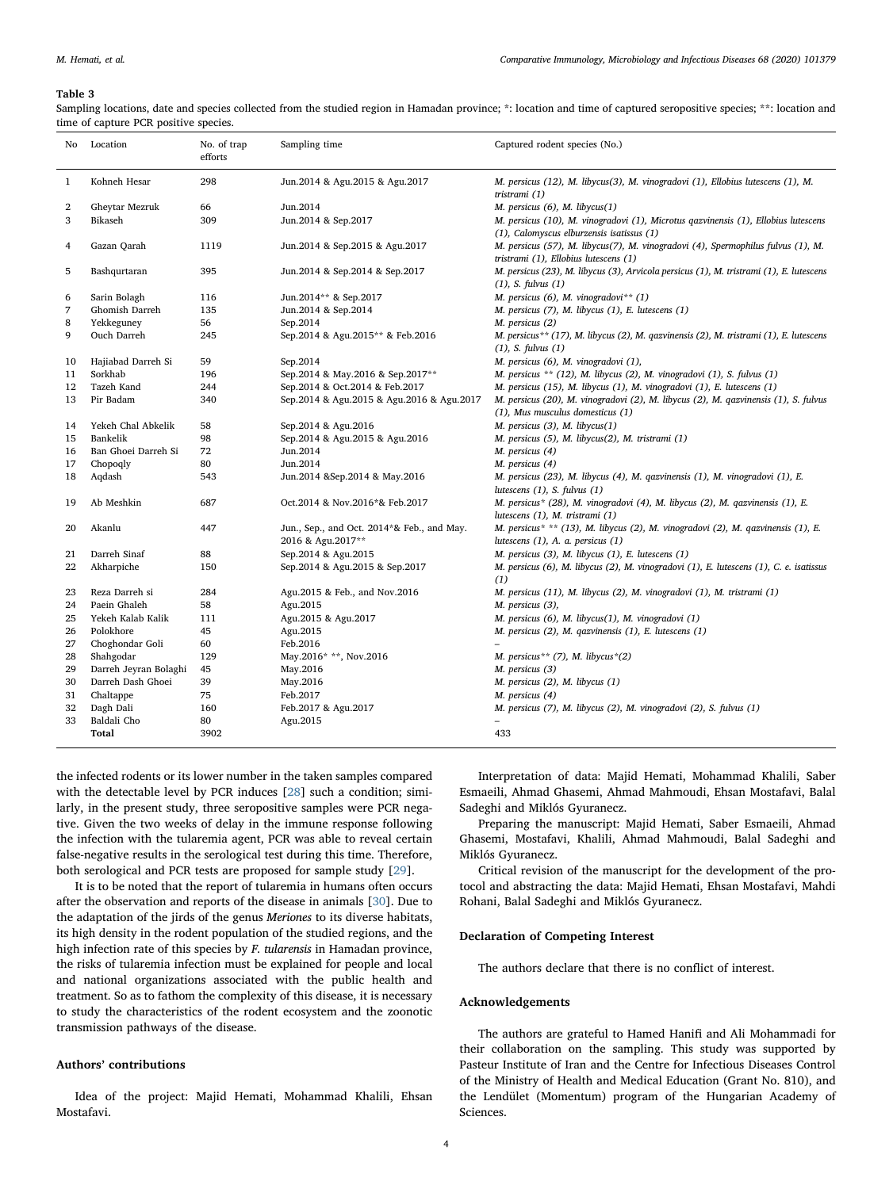**Table 3**

Sampling locations, date and species collected from the studied region in Hamadan province; *: location and time of captured seropositive species; **: location and time of capture PCR positive species.

| No | Location | No. of trap efforts | Sampling time | Captured rodent species (No.) |
|---|---|---|---|---|
| 1 | Kohneh Hesar | 298 | Jun.2014 & Agu.2015 & Agu.2017 | *M. persicus* (12), *M. libycus*(3), *M. vinogradovi* (1), *Ellobius lutescens* (1), *M. tristrami* (1) |
| 2 | Gheytar Mezruk | 66 | Jun.2014 | *M. persicus* (6), *M. libycus*(1) |
| 3 | Bikaseh | 309 | Jun.2014 & Sep.2017 | *M. persicus* (10), *M. vinogradovi* (1), *Microtus qazvinensis* (1), *Ellobius lutescens* (1), *Calomyscus elburzensis isatissus* (1) |
| 4 | Gazan Qarah | 1119 | Jun.2014 & Sep.2015 & Agu.2017 | *M. persicus* (57), *M. libycus*(7), *M. vinogradovi* (4), *Spermophilus fulvus* (1), *M. tristrami* (1), *Ellobius lutescens* (1) |
| 5 | Bashqurtaran | 395 | Jun.2014 & Sep.2014 & Sep.2017 | *M. persicus* (23), *M. libycus* (3), *Arvicola persicus* (1), *M. tristrami* (1), *E. lutescens* (1), *S. fulvus* (1) |
| 6 | Sarin Bolagh | 116 | Jun.2014** & Sep.2017 | *M. persicus* (6), *M. vinogradovi*** (1) |
| 7 | Ghomish Darreh | 135 | Jun.2014 & Sep.2014 | *M. persicus* (7), *M. libycus* (1), *E. lutescens* (1) |
| 8 | Yekkeguney | 56 | Sep.2014 | *M. persicus* (2) |
| 9 | Ouch Darreh | 245 | Sep.2014 & Agu.2015** & Feb.2016 | *M. persicus*** (17), *M. libycus* (2), *M. qazvinensis* (2), *M. tristrami* (1), *E. lutescens* (1), *S. fulvus* (1) |
| 10 | Hajiabad Darreh Si | 59 | Sep.2014 | *M. persicus* (6), *M. vinogradovi* (1), |
| 11 | Sorkhab | 196 | Sep.2014 & May.2016 & Sep.2017** | *M. persicus* ** (12), *M. libycus* (2), *M. vinogradovi* (1), *S. fulvus* (1) |
| 12 | Tazeh Kand | 244 | Sep.2014 & Oct.2014 & Feb.2017 | *M. persicus* (15), *M. libycus* (1), *M. vinogradovi* (1), *E. lutescens* (1) |
| 13 | Pir Badam | 340 | Sep.2014 & Agu.2015 & Agu.2016 & Agu.2017 | *M. persicus* (20), *M. vinogradovi* (2), *M. libycus* (2), *M. qazvinensis* (1), *S. fulvus* (1), *Mus musculus domesticus* (1) |
| 14 | Yekeh Chal Abkelik | 58 | Sep.2014 & Agu.2016 | *M. persicus* (3), *M. libycus*(1) |
| 15 | Bankelik | 98 | Sep.2014 & Agu.2015 & Agu.2016 | *M. persicus* (5), *M. libycus*(2), *M. tristrami* (1) |
| 16 | Ban Ghoei Darreh Si | 72 | Jun.2014 | *M. persicus* (4) |
| 17 | Chopoqly | 80 | Jun.2014 | *M. persicus* (4) |
| 18 | Aqdash | 543 | Jun.2014 &Sep.2014 & May.2016 | *M. persicus* (23), *M. libycus* (4), *M. qazvinensis* (1), *M. vinogradovi* (1), *E. lutescens* (1), *S. fulvus* (1) |
| 19 | Ab Meshkin | 687 | Oct.2014 & Nov.2016*& Feb.2017 | *M. persicus** (28), *M. vinogradovi* (4), *M. libycus* (2), *M. qazvinensis* (1), *E. lutescens* (1), *M. tristrami* (1) |
| 20 | Akanlu | 447 | Jun., Sep., and Oct. 2014*& Feb., and May. 2016 & Agu.2017** | *M. persicus** ** (13), *M. libycus* (2), *M. vinogradovi* (2), *M. qazvinensis* (1), *E. lutescens* (1), *A. a. persicus* (1) |
| 21 | Darreh Sinaf | 88 | Sep.2014 & Agu.2015 | *M. persicus* (3), *M. libycus* (1), *E. lutescens* (1) |
| 22 | Akharpiche | 150 | Sep.2014 & Agu.2015 & Sep.2017 | *M. persicus* (6), *M. libycus* (2), *M. vinogradovi* (1), *E. lutescens* (1), *C. e. isatissus* (1) |
| 23 | Reza Darreh si | 284 | Agu.2015 & Feb., and Nov.2016 | *M. persicus* (11), *M. libycus* (2), *M. vinogradovi* (1), *M. tristrami* (1) |
| 24 | Paein Ghaleh | 58 | Agu.2015 | *M. persicus* (3), |
| 25 | Yekeh Kalab Kalik | 111 | Agu.2015 & Agu.2017 | *M. persicus* (6), *M. libycus*(1), *M. vinogradovi* (1) |
| 26 | Polokhore | 45 | Agu.2015 | *M. persicus* (2), *M. qazvinensis* (1), *E. lutescens* (1) |
| 27 | Choghondar Goli | 60 | Feb.2016 | – |
| 28 | Shahgodar | 129 | May.2016* **, Nov.2016 | *M. persicus*** (7), *M. libycus**(2) |
| 29 | Darreh Jeyran Bolaghi | 45 | May.2016 | *M. persicus* (3) |
| 30 | Darreh Dash Ghoei | 39 | May.2016 | *M. persicus* (2), *M. libycus* (1) |
| 31 | Chaltappe | 75 | Feb.2017 | *M. persicus* (4) |
| 32 | Dagh Dali | 160 | Feb.2017 & Agu.2017 | *M. persicus* (7), *M. libycus* (2), *M. vinogradovi* (2), *S. fulvus* (1) |
| 33 | Baldali Cho | 80 | Agu.2015 | – |
| | **Total** | 3902 | | 433 |

the infected rodents or its lower number in the taken samples compared with the detectable level by PCR induces [28] such a condition; similarly, in the present study, three seropositive samples were PCR negative. Given the two weeks of delay in the immune response following the infection with the tularemia agent, PCR was able to reveal certain false-negative results in the serological test during this time. Therefore, both serological and PCR tests are proposed for sample study [29].

It is to be noted that the report of tularemia in humans often occurs after the observation and reports of the disease in animals [30]. Due to the adaptation of the jirds of the genus *Meriones* to its diverse habitats, its high density in the rodent population of the studied regions, and the high infection rate of this species by *F. tularensis* in Hamadan province, the risks of tularemia infection must be explained for people and local and national organizations associated with the public health and treatment. So as to fathom the complexity of this disease, it is necessary to study the characteristics of the rodent ecosystem and the zoonotic transmission pathways of the disease.

## Authors' contributions

Idea of the project: Majid Hemati, Mohammad Khalili, Ehsan Mostafavi.

Interpretation of data: Majid Hemati, Mohammad Khalili, Saber Esmaeili, Ahmad Ghasemi, Ahmad Mahmoudi, Ehsan Mostafavi, Balal Sadeghi and Miklós Gyuranecz.

Preparing the manuscript: Majid Hemati, Saber Esmaeili, Ahmad Ghasemi, Mostafavi, Khalili, Ahmad Mahmoudi, Balal Sadeghi and Miklós Gyuranecz.

Critical revision of the manuscript for the development of the protocol and abstracting the data: Majid Hemati, Ehsan Mostafavi, Mahdi Rohani, Balal Sadeghi and Miklós Gyuranecz.

## Declaration of Competing Interest

The authors declare that there is no conflict of interest.

## Acknowledgements

The authors are grateful to Hamed Hanifi and Ali Mohammadi for their collaboration on the sampling. This study was supported by Pasteur Institute of Iran and the Centre for Infectious Diseases Control of the Ministry of Health and Medical Education (Grant No. 810), and the Lendület (Momentum) program of the Hungarian Academy of Sciences.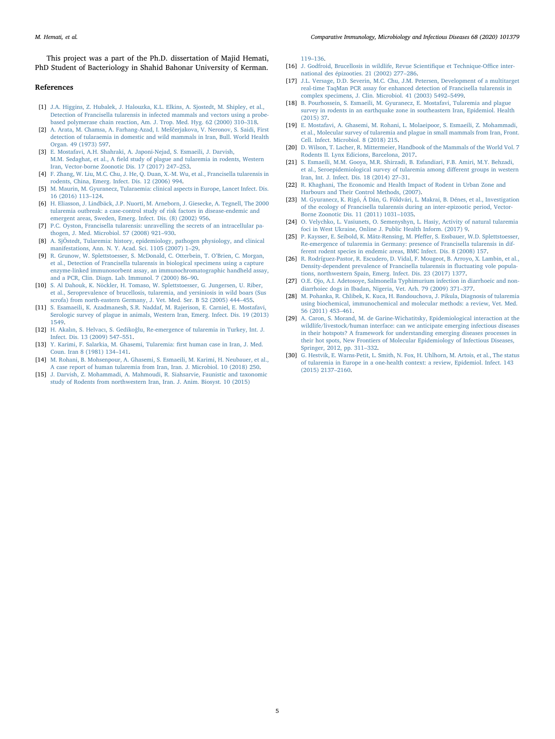This project was a part of the Ph.D. dissertation of Majid Hemati, PhD Student of Bacteriology in Shahid Bahonar University of Kerman.

## References

[1] J.A. Higgins, Z. Hubalek, J. Halouzka, K.L. Elkins, A. Sjostedt, M. Shipley, et al., Detection of Francisella tularensis in infected mammals and vectors using a probe-based polymerase chain reaction, Am. J. Trop. Med. Hyg. 62 (2000) 310–318.

[2] A. Arata, M. Chamsa, A. Farhang-Azad, I. Meščerjakova, V. Neronov, S. Saidi, First detection of tularaemia in domestic and wild mammals in Iran, Bull. World Health Organ. 49 (1973) 597.

[3] E. Mostafavi, A.H. Shahraki, A. Japoni-Nejad, S. Esmaeili, J. Darvish, M.M. Sedaghat, et al., A field study of plague and tularemia in rodents, Western Iran, Vector-borne Zoonotic Dis. 17 (2017) 247–253.

[4] F. Zhang, W. Liu, M.C. Chu, J. He, Q. Duan, X.-M. Wu, et al., Francisella tularensis in rodents, China, Emerg. Infect. Dis. 12 (2006) 994.

[5] M. Maurin, M. Gyuranecz, Tularaemia: clinical aspects in Europe, Lancet Infect. Dis. 16 (2016) 113–124.

[6] H. Eliasson, J. Lindbäck, J.P. Nuorti, M. Arneborn, J. Giesecke, A. Tegnell, The 2000 tularemia outbreak: a case-control study of risk factors in disease-endemic and emergent areas, Sweden, Emerg. Infect. Dis. (8) (2002) 956.

[7] P.C. Oyston, Francisella tularensis: unravelling the secrets of an intracellular pathogen, J. Med. Microbiol. 57 (2008) 921–930.

[8] A. SjÖstedt, Tularemia: history, epidemiology, pathogen physiology, and clinical manifestations, Ann. N. Y. Acad. Sci. 1105 (2007) 1–29.

[9] R. Grunow, W. Splettstoesser, S. McDonald, C. Otterbein, T. O'Brien, C. Morgan, et al., Detection of Francisella tularensis in biological specimens using a capture enzyme-linked immunosorbent assay, an immunochromatographic handheld assay, and a PCR, Clin. Diagn. Lab. Immunol. 7 (2000) 86–90.

[10] S. Al Dahouk, K. Nöckler, H. Tomaso, W. Splettstoesser, G. Jungersen, U. Riber, et al., Seroprevalence of brucellosis, tularemia, and yersiniosis in wild boars (Sus scrofa) from north-eastern Germany, J. Vet. Med. Ser. B 52 (2005) 444–455.

[11] S. Esamaeili, K. Azadmanesh, S.R. Naddaf, M. Rajerison, E. Carniel, E. Mostafavi, Serologic survey of plague in animals, Western Iran, Emerg. Infect. Dis. 19 (2013) 1549.

[12] H. Akalın, S. Helvacı, S. Gedikoğlu, Re-emergence of tularemia in Turkey, Int. J. Infect. Dis. 13 (2009) 547–551.

[13] Y. Karimi, F. Salarkia, M. Ghasemi, Tularemia: first human case in Iran, J. Med. Coun. Iran 8 (1981) 134–141.

[14] M. Rohani, B. Mohsenpour, A. Ghasemi, S. Esmaeili, M. Karimi, H. Neubauer, et al., A case report of human tularemia from Iran, Iran. J. Microbiol. 10 (2018) 250.

[15] J. Darvish, Z. Mohammadi, A. Mahmoudi, R. Siahsarvie, Faunistic and taxonomic study of Rodents from northwestern Iran, Iran. J. Anim. Biosyst. 10 (2015) 119–136.

[16] J. Godfroid, Brucellosis in wildlife, Revue Scientifique et Technique-Office international des épizooties. 21 (2002) 277–286.

[17] J.L. Versage, D.D. Severin, M.C. Chu, J.M. Petersen, Development of a multitarget real-time TaqMan PCR assay for enhanced detection of Francisella tularensis in complex specimens, J. Clin. Microbiol. 41 (2003) 5492–5499.

[18] B. Pourhossein, S. Esmaeili, M. Gyuranecz, E. Mostafavi, Tularemia and plague survey in rodents in an earthquake zone in southeastern Iran, Epidemiol. Health (2015) 37.

[19] E. Mostafavi, A. Ghasemi, M. Rohani, L. Molaeipoor, S. Esmaeili, Z. Mohammadi, et al., Molecular survey of tularemia and plague in small mammals from Iran, Front. Cell. Infect. Microbiol. 8 (2018) 215.

[20] D. Wilson, T. Lacher, R. Mittermeier, Handbook of the Mammals of the World Vol. 7 Rodents II. Lynx Edicions, Barcelona, 2017.

[21] S. Esmaeili, M.M. Gooya, M.R. Shirzadi, B. Esfandiari, F.B. Amiri, M.Y. Behzadi, et al., Seroepidemiological survey of tularemia among different groups in western Iran, Int. J. Infect. Dis. 18 (2014) 27–31.

[22] R. Khaghani, The Economic and Health Impact of Rodent in Urban Zone and Harbours and Their Control Methods, (2007).

[23] M. Gyuranecz, K. Rigó, Á Dán, G. Földvári, L. Makrai, B. Dénes, et al., Investigation of the ecology of Francisella tularensis during an inter-epizootic period, Vector-Borne Zoonotic Dis. 11 (2011) 1031–1035.

[24] O. Velychko, L. Vasiunets, O. Semenyshyn, L. Hasiy, Activity of natural tularemia foci in West Ukraine, Online J. Public Health Inform. (2017) 9.

[25] P. Kaysser, E. Seibold, K. Mätz-Rensing, M. Pfeffer, S. Essbauer, W.D. Splettstoesser, Re-emergence of tularemia in Germany: presence of Francisella tularensis in different rodent species in endemic areas, BMC Infect. Dis. 8 (2008) 157.

[26] R. Rodríguez-Pastor, R. Escudero, D. Vidal, F. Mougeot, B. Arroyo, X. Lambin, et al., Density-dependent prevalence of Francisella tularensis in fluctuating vole populations, northwestern Spain, Emerg. Infect. Dis. 23 (2017) 1377.

[27] O.E. Ojo, A.I. Adetosoye, Salmonella Typhimurium infection in diarrhoeic and non-diarrhoiec dogs in Ibadan, Nigeria, Vet. Arh. 79 (2009) 371–377.

[28] M. Pohanka, R. Chlibek, K. Kuca, H. Bandouchova, J. Pikula, Diagnosis of tularemia using biochemical, immunochemical and molecular methods: a review, Vet. Med. 56 (2011) 453–461.

[29] A. Caron, S. Morand, M. de Garine-Wichatitsky, Epidemiological interaction at the wildlife/livestock/human interface: can we anticipate emerging infectious diseases in their hotspots? A framework for understanding emerging diseases processes in their hot spots, New Frontiers of Molecular Epidemiology of Infectious Diseases, Springer, 2012, pp. 311–332.

[30] G. Hestvik, E. Warns-Petit, L. Smith, N. Fox, H. Uhlhorn, M. Artois, et al., The status of tularemia in Europe in a one-health context: a review, Epidemiol. Infect. 143 (2015) 2137–2160.